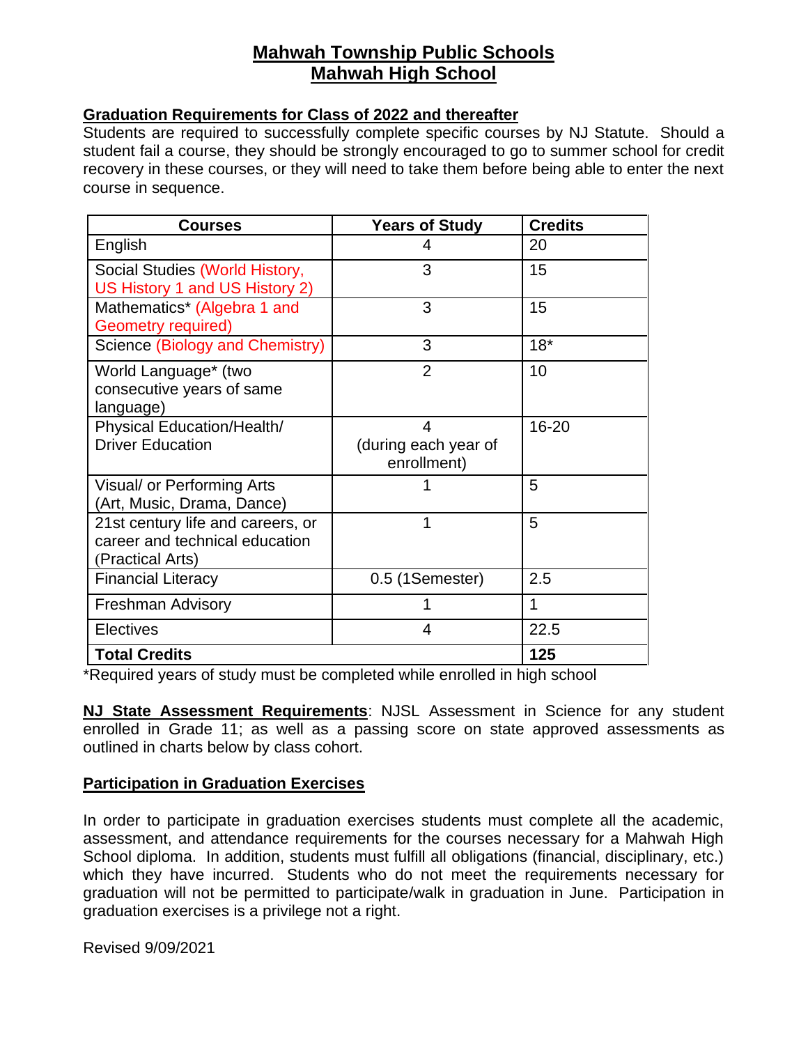# Mahwah Township Public Schools
# Mahwah High School

## Graduation Requirements for Class of 2022 and thereafter

Students are required to successfully complete specific courses by NJ Statute. Should a student fail a course, they should be strongly encouraged to go to summer school for credit recovery in these courses, or they will need to take them before being able to enter the next course in sequence.

| Courses | Years of Study | Credits |
|---|---|---|
| English | 4 | 20 |
| Social Studies (World History, US History 1 and US History 2) | 3 | 15 |
| Mathematics* (Algebra 1 and Geometry required) | 3 | 15 |
| Science (Biology and Chemistry) | 3 | 18* |
| World Language* (two consecutive years of same language) | 2 | 10 |
| Physical Education/Health/ Driver Education | 4 (during each year of enrollment) | 16-20 |
| Visual/ or Performing Arts (Art, Music, Drama, Dance) | 1 | 5 |
| 21st century life and careers, or career and technical education (Practical Arts) | 1 | 5 |
| Financial Literacy | 0.5 (1Semester) | 2.5 |
| Freshman Advisory | 1 | 1 |
| Electives | 4 | 22.5 |
| **Total Credits** | | **125** |

*Required years of study must be completed while enrolled in high school

**NJ State Assessment Requirements**: NJSL Assessment in Science for any student enrolled in Grade 11; as well as a passing score on state approved assessments as outlined in charts below by class cohort.

## Participation in Graduation Exercises

In order to participate in graduation exercises students must complete all the academic, assessment, and attendance requirements for the courses necessary for a Mahwah High School diploma. In addition, students must fulfill all obligations (financial, disciplinary, etc.) which they have incurred. Students who do not meet the requirements necessary for graduation will not be permitted to participate/walk in graduation in June. Participation in graduation exercises is a privilege not a right.

Revised 9/09/2021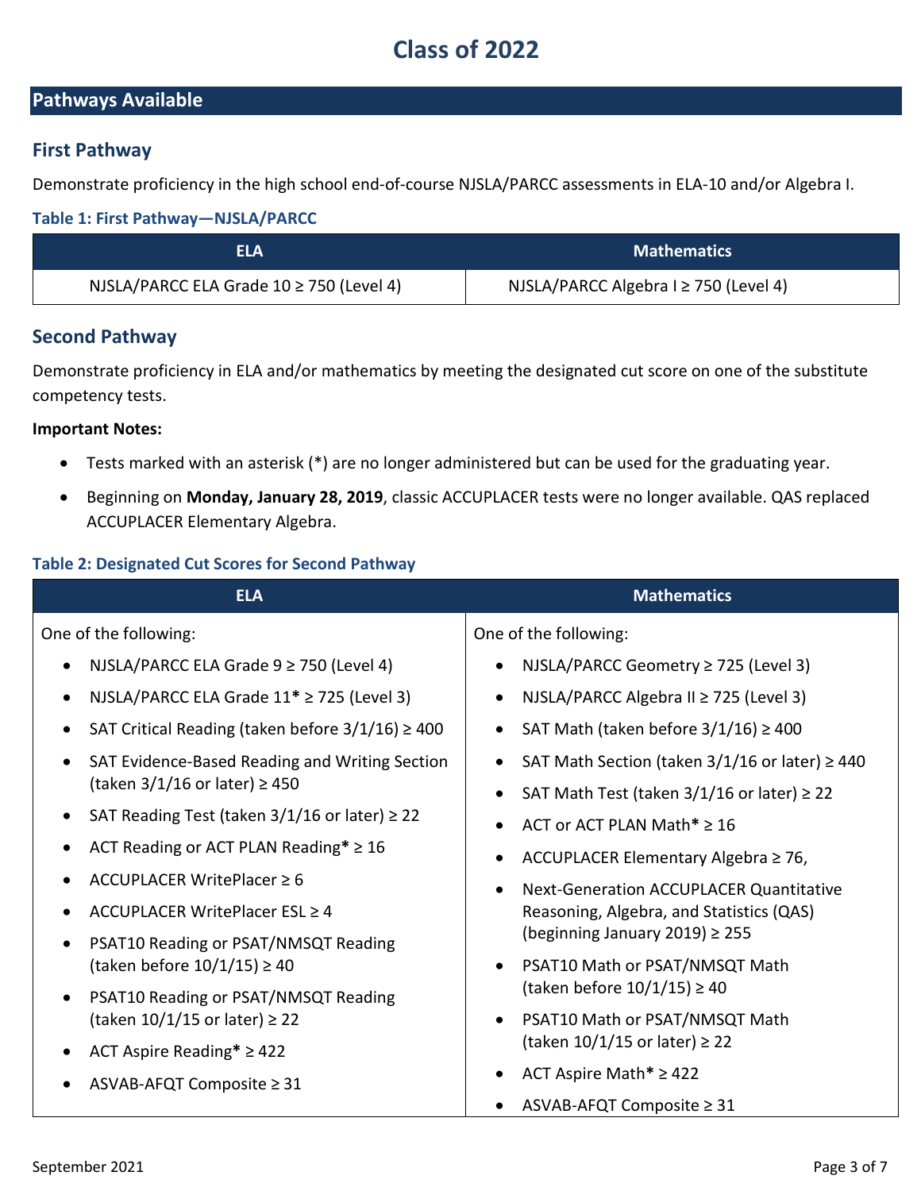# Class of 2022

## Pathways Available

### First Pathway

Demonstrate proficiency in the high school end-of-course NJSLA/PARCC assessments in ELA-10 and/or Algebra I.

**Table 1: First Pathway—NJSLA/PARCC**

| ELA | Mathematics |
|---|---|
| NJSLA/PARCC ELA Grade 10 ≥ 750 (Level 4) | NJSLA/PARCC Algebra I ≥ 750 (Level 4) |

### Second Pathway

Demonstrate proficiency in ELA and/or mathematics by meeting the designated cut score on one of the substitute competency tests.

**Important Notes:**

- Tests marked with an asterisk (*) are no longer administered but can be used for the graduating year.
- Beginning on **Monday, January 28, 2019**, classic ACCUPLACER tests were no longer available. QAS replaced ACCUPLACER Elementary Algebra.

**Table 2: Designated Cut Scores for Second Pathway**

| ELA | Mathematics |
|---|---|
| One of the following: | One of the following: |
| NJSLA/PARCC ELA Grade 9 ≥ 750 (Level 4) | NJSLA/PARCC Geometry ≥ 725 (Level 3) |
| NJSLA/PARCC ELA Grade 11* ≥ 725 (Level 3) | NJSLA/PARCC Algebra II ≥ 725 (Level 3) |
| SAT Critical Reading (taken before 3/1/16) ≥ 400 | SAT Math (taken before 3/1/16) ≥ 400 |
| SAT Evidence-Based Reading and Writing Section (taken 3/1/16 or later) ≥ 450 | SAT Math Section (taken 3/1/16 or later) ≥ 440 |
| SAT Reading Test (taken 3/1/16 or later) ≥ 22 | SAT Math Test (taken 3/1/16 or later) ≥ 22 |
| ACT Reading or ACT PLAN Reading* ≥ 16 | ACT or ACT PLAN Math* ≥ 16 |
| ACCUPLACER WritePlacer ≥ 6 | ACCUPLACER Elementary Algebra ≥ 76, |
| ACCUPLACER WritePlacer ESL ≥ 4 | Next-Generation ACCUPLACER Quantitative Reasoning, Algebra, and Statistics (QAS) (beginning January 2019) ≥ 255 |
| PSAT10 Reading or PSAT/NMSQT Reading (taken before 10/1/15) ≥ 40 | PSAT10 Math or PSAT/NMSQT Math (taken before 10/1/15) ≥ 40 |
| PSAT10 Reading or PSAT/NMSQT Reading (taken 10/1/15 or later) ≥ 22 | PSAT10 Math or PSAT/NMSQT Math (taken 10/1/15 or later) ≥ 22 |
| ACT Aspire Reading* ≥ 422 | ACT Aspire Math* ≥ 422 |
| ASVAB-AFQT Composite ≥ 31 | ASVAB-AFQT Composite ≥ 31 |

September 2021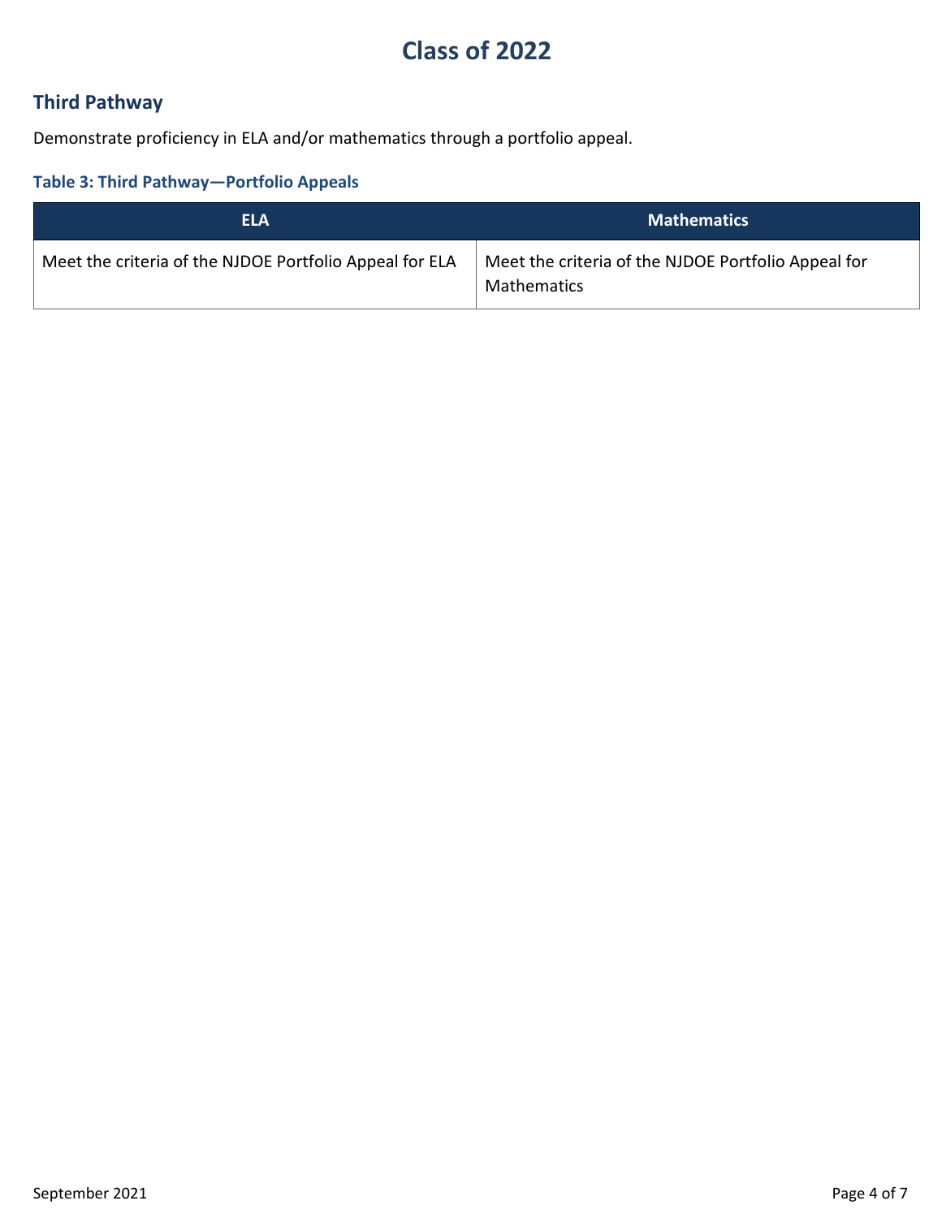# Class of 2022

## Third Pathway

Demonstrate proficiency in ELA and/or mathematics through a portfolio appeal.

### Table 3: Third Pathway—Portfolio Appeals

| ELA | Mathematics |
| --- | --- |
| Meet the criteria of the NJDOE Portfolio Appeal for ELA | Meet the criteria of the NJDOE Portfolio Appeal for Mathematics |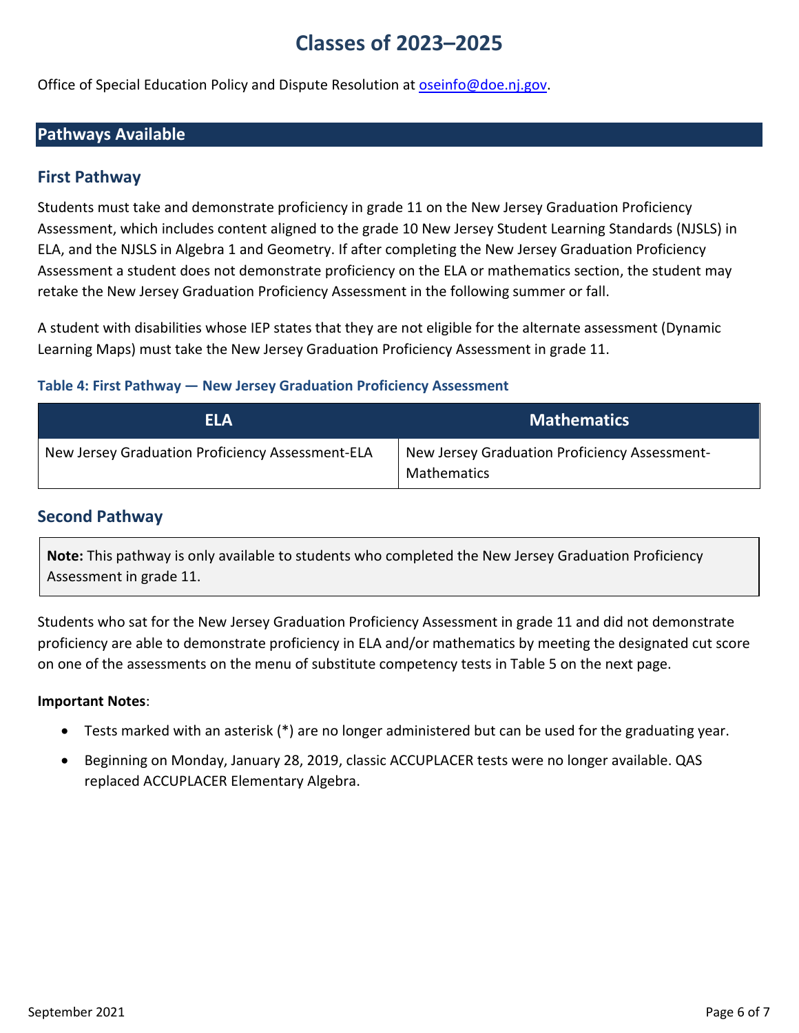# Classes of 2023–2025

Office of Special Education Policy and Dispute Resolution at oseinfo@doe.nj.gov.

## Pathways Available

### First Pathway

Students must take and demonstrate proficiency in grade 11 on the New Jersey Graduation Proficiency Assessment, which includes content aligned to the grade 10 New Jersey Student Learning Standards (NJSLS) in ELA, and the NJSLS in Algebra 1 and Geometry. If after completing the New Jersey Graduation Proficiency Assessment a student does not demonstrate proficiency on the ELA or mathematics section, the student may retake the New Jersey Graduation Proficiency Assessment in the following summer or fall.

A student with disabilities whose IEP states that they are not eligible for the alternate assessment (Dynamic Learning Maps) must take the New Jersey Graduation Proficiency Assessment in grade 11.

**Table 4: First Pathway — New Jersey Graduation Proficiency Assessment**

| ELA | Mathematics |
|---|---|
| New Jersey Graduation Proficiency Assessment-ELA | New Jersey Graduation Proficiency Assessment-Mathematics |

### Second Pathway

**Note:** This pathway is only available to students who completed the New Jersey Graduation Proficiency Assessment in grade 11.

Students who sat for the New Jersey Graduation Proficiency Assessment in grade 11 and did not demonstrate proficiency are able to demonstrate proficiency in ELA and/or mathematics by meeting the designated cut score on one of the assessments on the menu of substitute competency tests in Table 5 on the next page.

**Important Notes**:

- Tests marked with an asterisk (*) are no longer administered but can be used for the graduating year.
- Beginning on Monday, January 28, 2019, classic ACCUPLACER tests were no longer available. QAS replaced ACCUPLACER Elementary Algebra.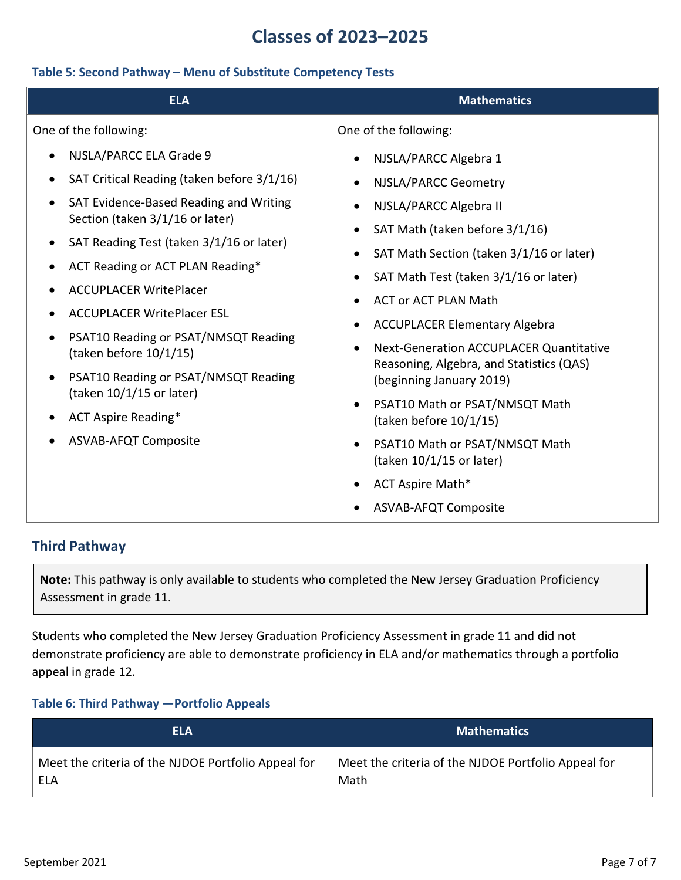# Classes of 2023–2025

### Table 5: Second Pathway – Menu of Substitute Competency Tests

| ELA | Mathematics |
|---|---|
| One of the following:<br>• NJSLA/PARCC ELA Grade 9<br>• SAT Critical Reading (taken before 3/1/16)<br>• SAT Evidence-Based Reading and Writing Section (taken 3/1/16 or later)<br>• SAT Reading Test (taken 3/1/16 or later)<br>• ACT Reading or ACT PLAN Reading*<br>• ACCUPLACER WritePlacer<br>• ACCUPLACER WritePlacer ESL<br>• PSAT10 Reading or PSAT/NMSQT Reading (taken before 10/1/15)<br>• PSAT10 Reading or PSAT/NMSQT Reading (taken 10/1/15 or later)<br>• ACT Aspire Reading*<br>• ASVAB-AFQT Composite | One of the following:<br>• NJSLA/PARCC Algebra 1<br>• NJSLA/PARCC Geometry<br>• NJSLA/PARCC Algebra II<br>• SAT Math (taken before 3/1/16)<br>• SAT Math Section (taken 3/1/16 or later)<br>• SAT Math Test (taken 3/1/16 or later)<br>• ACT or ACT PLAN Math<br>• ACCUPLACER Elementary Algebra<br>• Next-Generation ACCUPLACER Quantitative Reasoning, Algebra, and Statistics (QAS) (beginning January 2019)<br>• PSAT10 Math or PSAT/NMSQT Math (taken before 10/1/15)<br>• PSAT10 Math or PSAT/NMSQT Math (taken 10/1/15 or later)<br>• ACT Aspire Math*<br>• ASVAB-AFQT Composite |

## Third Pathway

> **Note:** This pathway is only available to students who completed the New Jersey Graduation Proficiency Assessment in grade 11.

Students who completed the New Jersey Graduation Proficiency Assessment in grade 11 and did not demonstrate proficiency are able to demonstrate proficiency in ELA and/or mathematics through a portfolio appeal in grade 12.

### Table 6: Third Pathway —Portfolio Appeals

| ELA | Mathematics |
|---|---|
| Meet the criteria of the NJDOE Portfolio Appeal for ELA | Meet the criteria of the NJDOE Portfolio Appeal for Math |